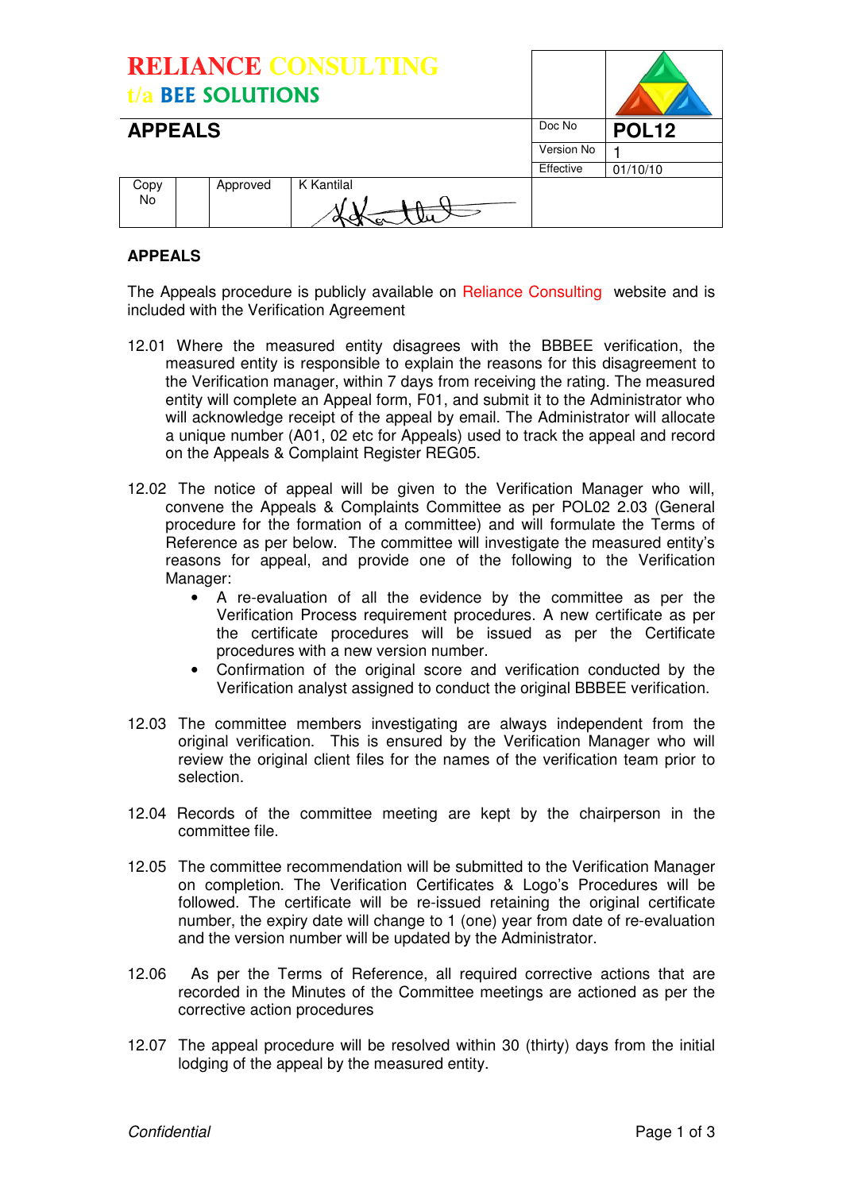**RELIANCE CONSULTING**
**t/a BEE SOLUTIONS**

| APPEALS | | | Doc No | POL12 |
|---|---|---|---|---|
| | | | Version No | 1 |
| | | | Effective | 01/10/10 |
| Copy No | | Approved | K Kantilal | |

## APPEALS

The Appeals procedure is publicly available on Reliance Consulting website and is included with the Verification Agreement

12.01 Where the measured entity disagrees with the BBBEE verification, the measured entity is responsible to explain the reasons for this disagreement to the Verification manager, within 7 days from receiving the rating. The measured entity will complete an Appeal form, F01, and submit it to the Administrator who will acknowledge receipt of the appeal by email. The Administrator will allocate a unique number (A01, 02 etc for Appeals) used to track the appeal and record on the Appeals & Complaint Register REG05.

12.02 The notice of appeal will be given to the Verification Manager who will, convene the Appeals & Complaints Committee as per POL02 2.03 (General procedure for the formation of a committee) and will formulate the Terms of Reference as per below. The committee will investigate the measured entity's reasons for appeal, and provide one of the following to the Verification Manager:

- A re-evaluation of all the evidence by the committee as per the Verification Process requirement procedures. A new certificate as per the certificate procedures will be issued as per the Certificate procedures with a new version number.
- Confirmation of the original score and verification conducted by the Verification analyst assigned to conduct the original BBBEE verification.

12.03 The committee members investigating are always independent from the original verification. This is ensured by the Verification Manager who will review the original client files for the names of the verification team prior to selection.

12.04 Records of the committee meeting are kept by the chairperson in the committee file.

12.05 The committee recommendation will be submitted to the Verification Manager on completion. The Verification Certificates & Logo's Procedures will be followed. The certificate will be re-issued retaining the original certificate number, the expiry date will change to 1 (one) year from date of re-evaluation and the version number will be updated by the Administrator.

12.06 As per the Terms of Reference, all required corrective actions that are recorded in the Minutes of the Committee meetings are actioned as per the corrective action procedures

12.07 The appeal procedure will be resolved within 30 (thirty) days from the initial lodging of the appeal by the measured entity.

*Confidential*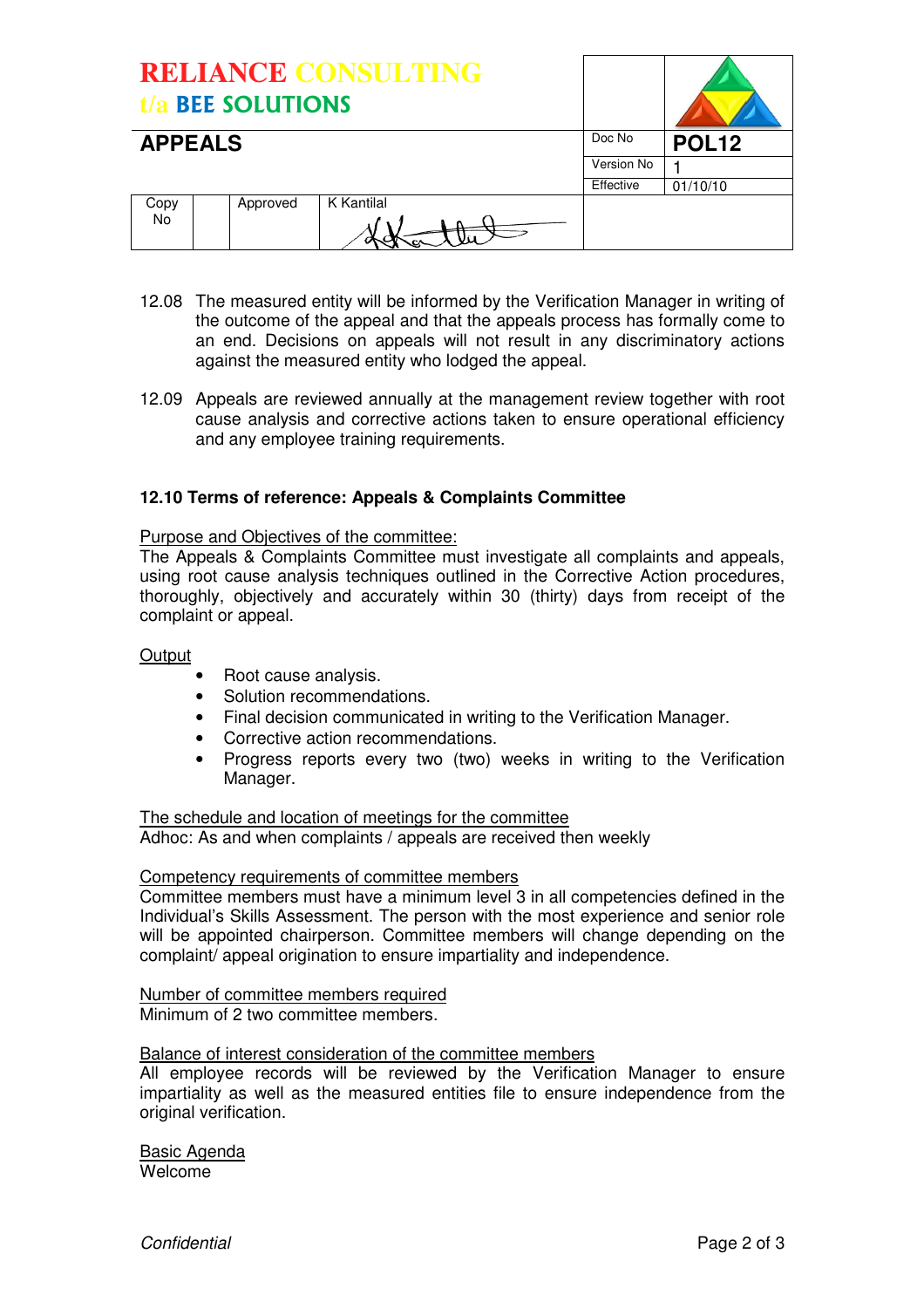12.08 The measured entity will be informed by the Verification Manager in writing of the outcome of the appeal and that the appeals process has formally come to an end. Decisions on appeals will not result in any discriminatory actions against the measured entity who lodged the appeal.

12.09 Appeals are reviewed annually at the management review together with root cause analysis and corrective actions taken to ensure operational efficiency and any employee training requirements.

**12.10 Terms of reference: Appeals & Complaints Committee**

Purpose and Objectives of the committee:
The Appeals & Complaints Committee must investigate all complaints and appeals, using root cause analysis techniques outlined in the Corrective Action procedures, thoroughly, objectively and accurately within 30 (thirty) days from receipt of the complaint or appeal.

Output

- Root cause analysis.
- Solution recommendations.
- Final decision communicated in writing to the Verification Manager.
- Corrective action recommendations.
- Progress reports every two (two) weeks in writing to the Verification Manager.

The schedule and location of meetings for the committee
Adhoc: As and when complaints / appeals are received then weekly

Competency requirements of committee members
Committee members must have a minimum level 3 in all competencies defined in the Individual's Skills Assessment. The person with the most experience and senior role will be appointed chairperson. Committee members will change depending on the complaint/ appeal origination to ensure impartiality and independence.

Number of committee members required
Minimum of 2 two committee members.

Balance of interest consideration of the committee members
All employee records will be reviewed by the Verification Manager to ensure impartiality as well as the measured entities file to ensure independence from the original verification.

Basic Agenda
Welcome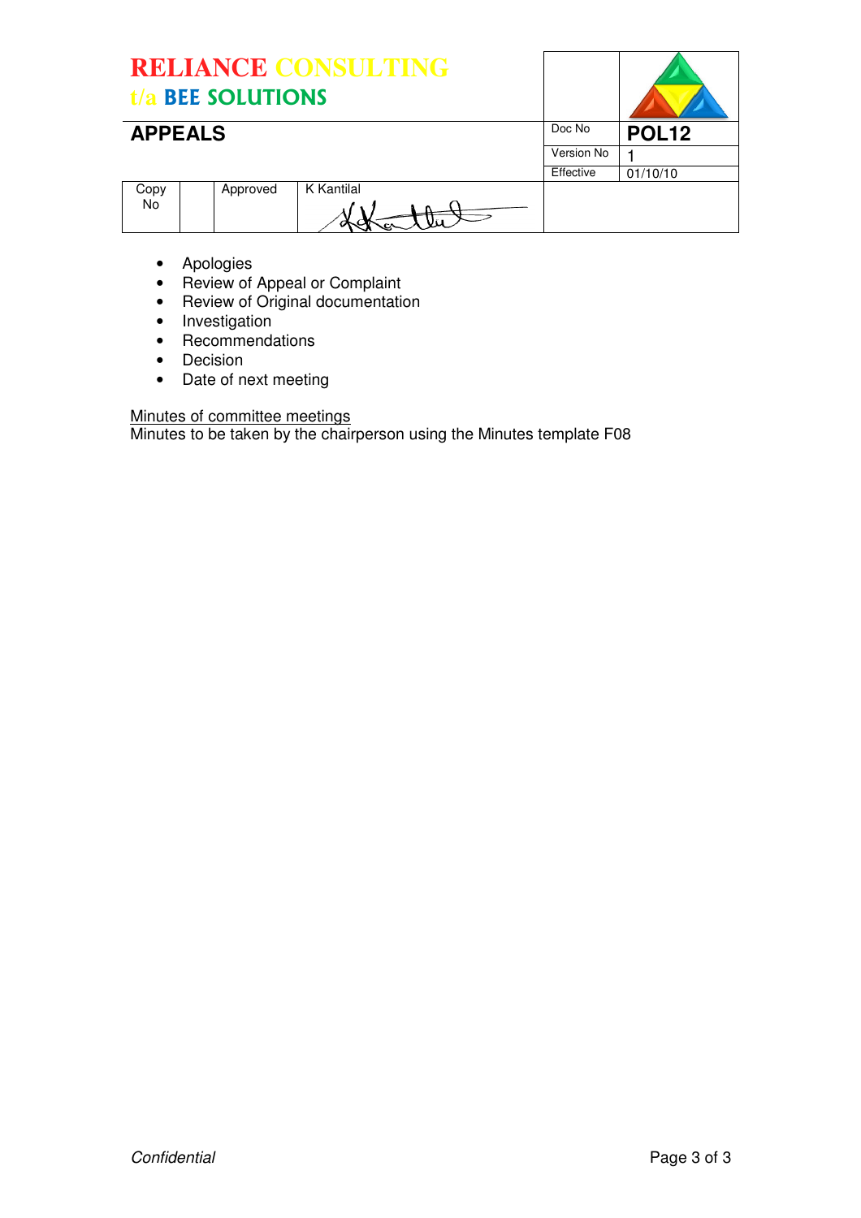# RELIANCE CONSULTING
## t/a BEE SOLUTIONS

| | | | | | |
|---|---|---|---|---|---|
| **APPEALS** | | | | Doc No | **POL12** |
| | | | | Version No | 1 |
| | | | | Effective | 01/10/10 |
| Copy No | | Approved | K Kantilal | | |

- Apologies
- Review of Appeal or Complaint
- Review of Original documentation
- Investigation
- Recommendations
- Decision
- Date of next meeting

Minutes of committee meetings
Minutes to be taken by the chairperson using the Minutes template F08

*Confidential*